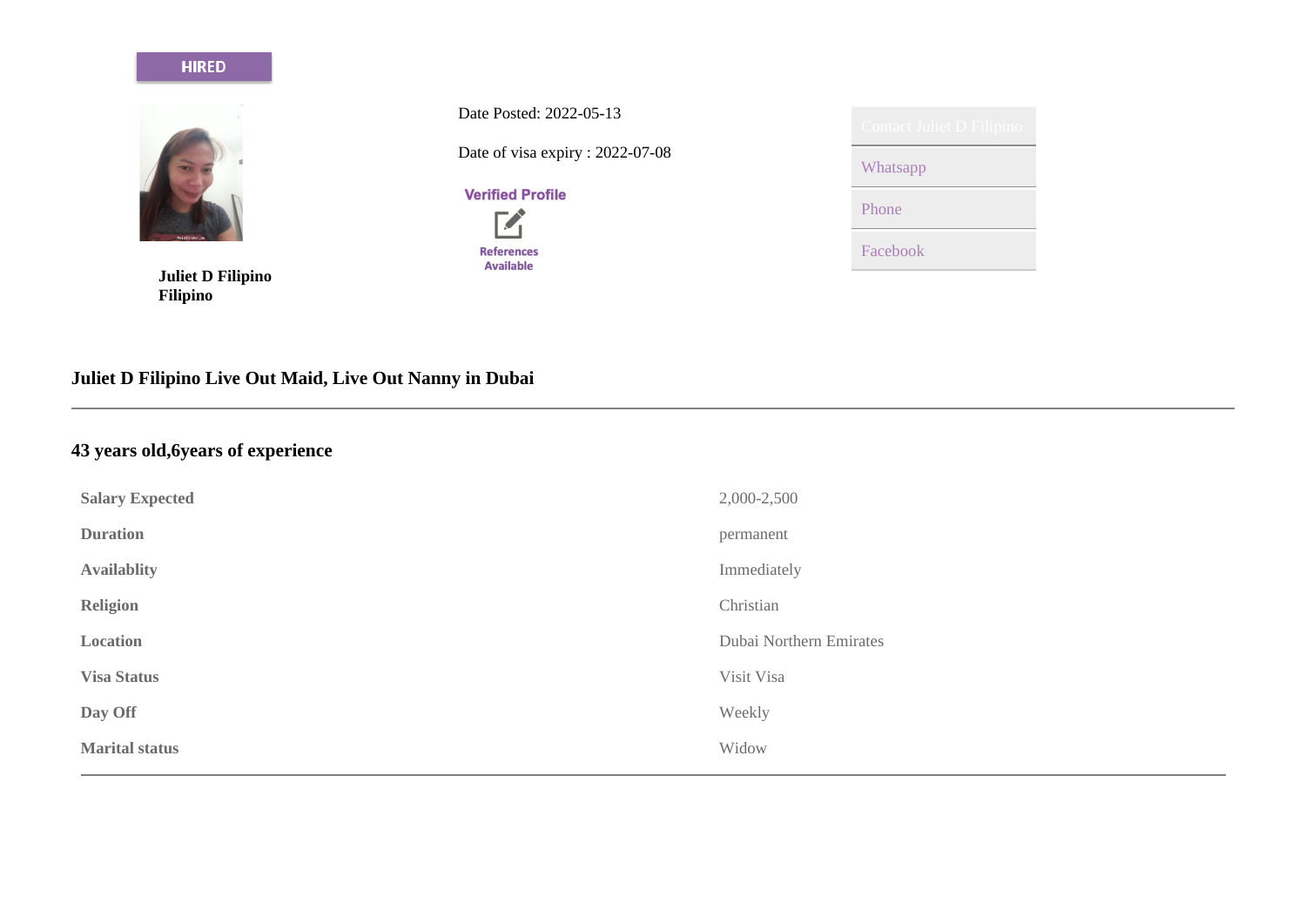HIRED

**Juliet D Filipino**
**Filipino**

Date Posted: 2022-05-13

Date of visa expiry : 2022-07-08

Verified Profile

References Available

Contact Juliet D Filipino

Whatsapp

Phone

Facebook

## Juliet D Filipino Live Out Maid, Live Out Nanny in Dubai

---

## 43 years old,6years of experience

| | |
|---|---|
| **Salary Expected** | 2,000-2,500 |
| **Duration** | permanent |
| **Availablity** | Immediately |
| **Religion** | Christian |
| **Location** | Dubai Northern Emirates |
| **Visa Status** | Visit Visa |
| **Day Off** | Weekly |
| **Marital status** | Widow |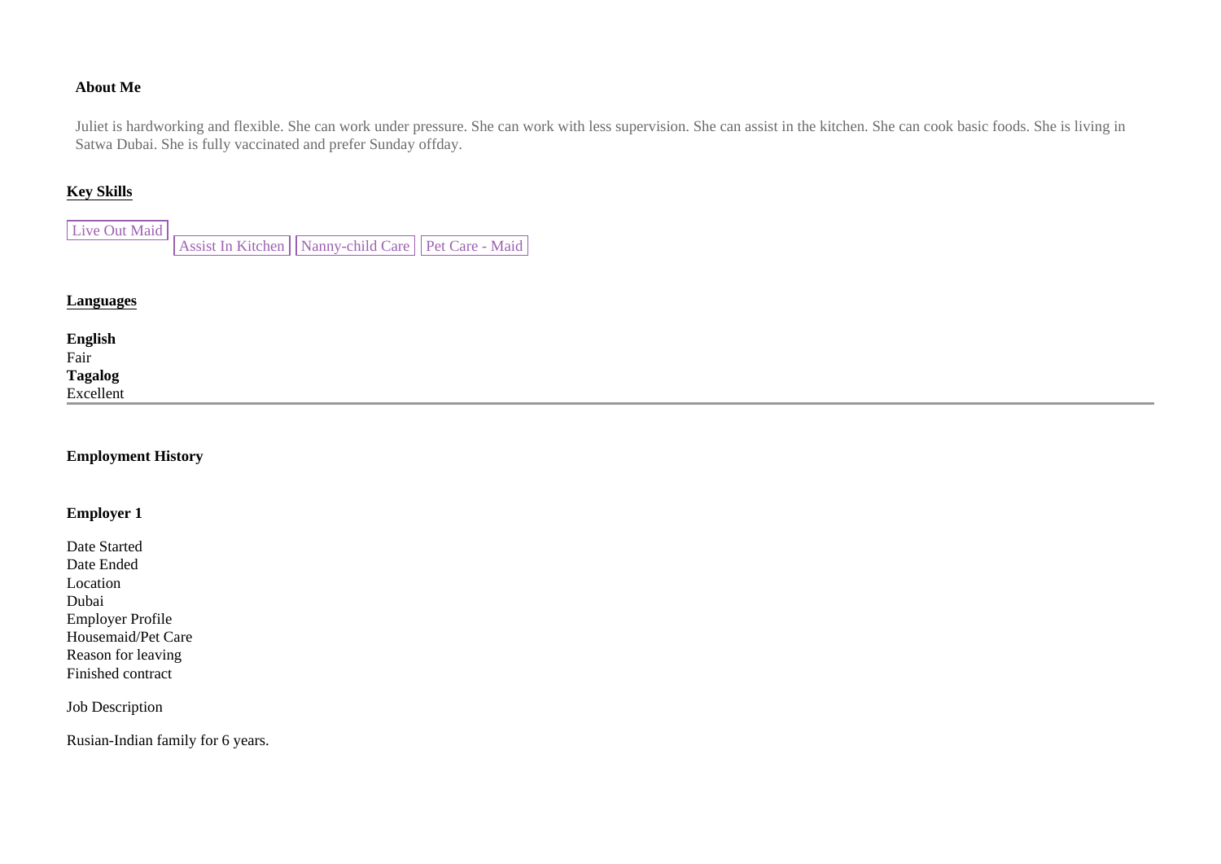**About Me**

Juliet is hardworking and flexible. She can work under pressure. She can work with less supervision. She can assist in the kitchen. She can cook basic foods. She is living in Satwa Dubai. She is fully vaccinated and prefer Sunday offday.

## Key Skills

Live Out Maid | Assist In Kitchen | Nanny-child Care | Pet Care - Maid

## Languages

**English**
Fair
**Tagalog**
Excellent

---

**Employment History**

**Employer 1**

Date Started
Date Ended
Location
Dubai
Employer Profile
Housemaid/Pet Care
Reason for leaving
Finished contract

Job Description

Rusian-Indian family for 6 years.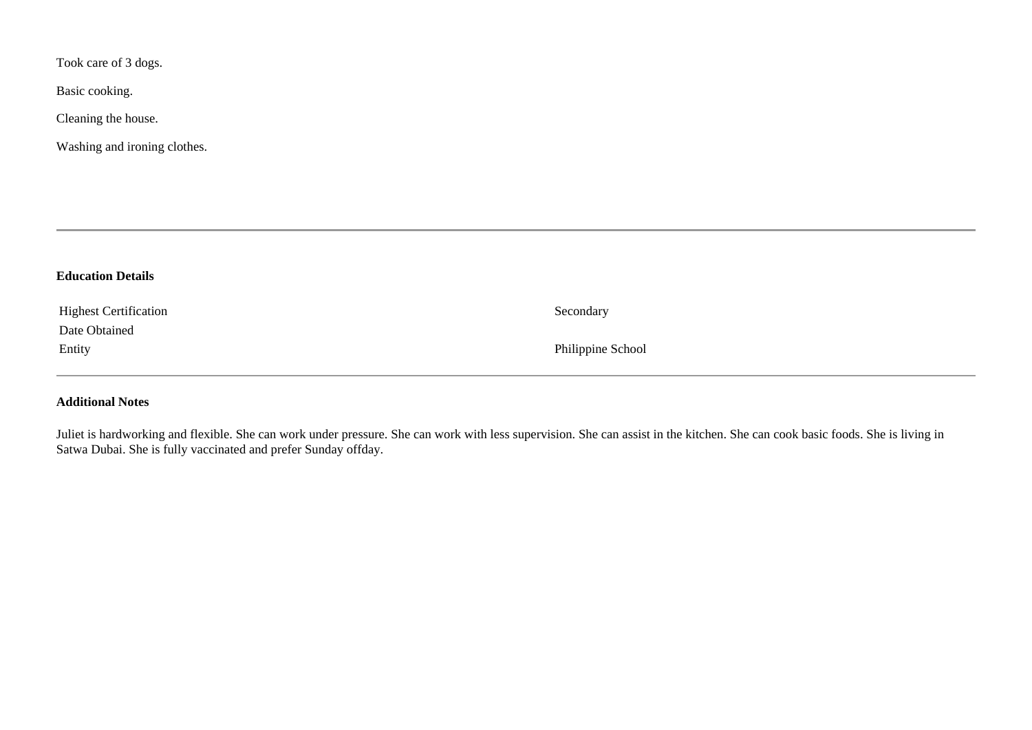Took care of 3 dogs.

Basic cooking.

Cleaning the house.

Washing and ironing clothes.

---

**Education Details**

| | |
|---|---|
| Highest Certification | Secondary |
| Date Obtained | |
| Entity | Philippine School |

---

**Additional Notes**

Juliet is hardworking and flexible. She can work under pressure. She can work with less supervision. She can assist in the kitchen. She can cook basic foods. She is living in Satwa Dubai. She is fully vaccinated and prefer Sunday offday.